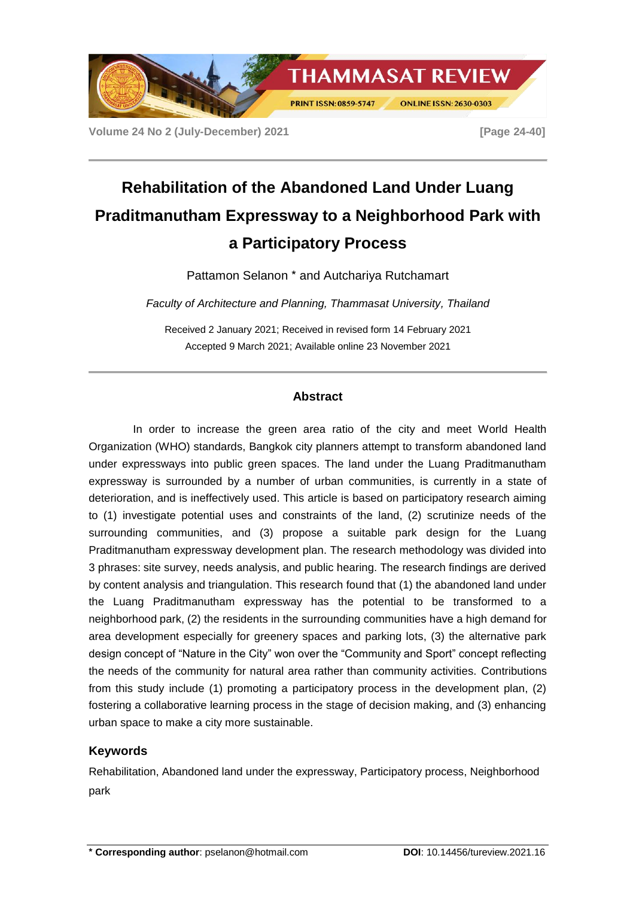# Rehabilitation of the Abandoned Land Under Luang Praditmanutham Expressway to a Neighborhood Park with a Participatory Process

Pattamon Selanon * and Autchariya Rutchamart

*Faculty of Architecture and Planning, Thammasat University, Thailand*

Received 2 January 2021; Received in revised form 14 February 2021
Accepted 9 March 2021; Available online 23 November 2021

## Abstract

In order to increase the green area ratio of the city and meet World Health Organization (WHO) standards, Bangkok city planners attempt to transform abandoned land under expressways into public green spaces. The land under the Luang Praditmanutham expressway is surrounded by a number of urban communities, is currently in a state of deterioration, and is ineffectively used. This article is based on participatory research aiming to (1) investigate potential uses and constraints of the land, (2) scrutinize needs of the surrounding communities, and (3) propose a suitable park design for the Luang Praditmanutham expressway development plan. The research methodology was divided into 3 phrases: site survey, needs analysis, and public hearing. The research findings are derived by content analysis and triangulation. This research found that (1) the abandoned land under the Luang Praditmanutham expressway has the potential to be transformed to a neighborhood park, (2) the residents in the surrounding communities have a high demand for area development especially for greenery spaces and parking lots, (3) the alternative park design concept of "Nature in the City" won over the "Community and Sport" concept reflecting the needs of the community for natural area rather than community activities. Contributions from this study include (1) promoting a participatory process in the development plan, (2) fostering a collaborative learning process in the stage of decision making, and (3) enhancing urban space to make a city more sustainable.

### Keywords

Rehabilitation, Abandoned land under the expressway, Participatory process, Neighborhood park

---

**\* Corresponding author**: pselanon@hotmail.com

**DOI**: 10.14456/tureview.2021.16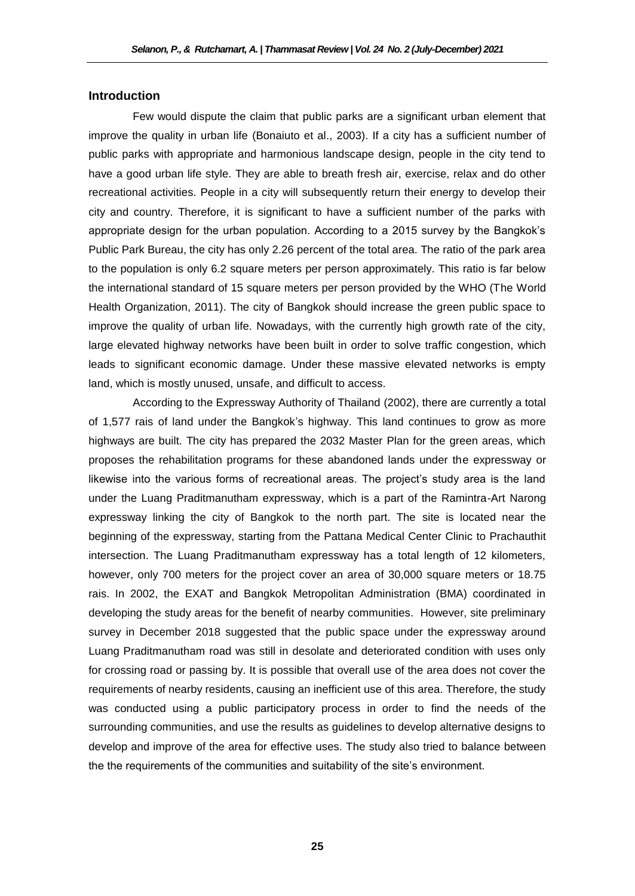## Introduction

Few would dispute the claim that public parks are a significant urban element that improve the quality in urban life (Bonaiuto et al., 2003). If a city has a sufficient number of public parks with appropriate and harmonious landscape design, people in the city tend to have a good urban life style. They are able to breath fresh air, exercise, relax and do other recreational activities. People in a city will subsequently return their energy to develop their city and country. Therefore, it is significant to have a sufficient number of the parks with appropriate design for the urban population. According to a 2015 survey by the Bangkok's Public Park Bureau, the city has only 2.26 percent of the total area. The ratio of the park area to the population is only 6.2 square meters per person approximately. This ratio is far below the international standard of 15 square meters per person provided by the WHO (The World Health Organization, 2011). The city of Bangkok should increase the green public space to improve the quality of urban life. Nowadays, with the currently high growth rate of the city, large elevated highway networks have been built in order to solve traffic congestion, which leads to significant economic damage. Under these massive elevated networks is empty land, which is mostly unused, unsafe, and difficult to access.

According to the Expressway Authority of Thailand (2002), there are currently a total of 1,577 rais of land under the Bangkok's highway. This land continues to grow as more highways are built. The city has prepared the 2032 Master Plan for the green areas, which proposes the rehabilitation programs for these abandoned lands under the expressway or likewise into the various forms of recreational areas. The project's study area is the land under the Luang Praditmanutham expressway, which is a part of the Ramintra-Art Narong expressway linking the city of Bangkok to the north part. The site is located near the beginning of the expressway, starting from the Pattana Medical Center Clinic to Prachauthit intersection. The Luang Praditmanutham expressway has a total length of 12 kilometers, however, only 700 meters for the project cover an area of 30,000 square meters or 18.75 rais. In 2002, the EXAT and Bangkok Metropolitan Administration (BMA) coordinated in developing the study areas for the benefit of nearby communities. However, site preliminary survey in December 2018 suggested that the public space under the expressway around Luang Praditmanutham road was still in desolate and deteriorated condition with uses only for crossing road or passing by. It is possible that overall use of the area does not cover the requirements of nearby residents, causing an inefficient use of this area. Therefore, the study was conducted using a public participatory process in order to find the needs of the surrounding communities, and use the results as guidelines to develop alternative designs to develop and improve of the area for effective uses. The study also tried to balance between the the requirements of the communities and suitability of the site's environment.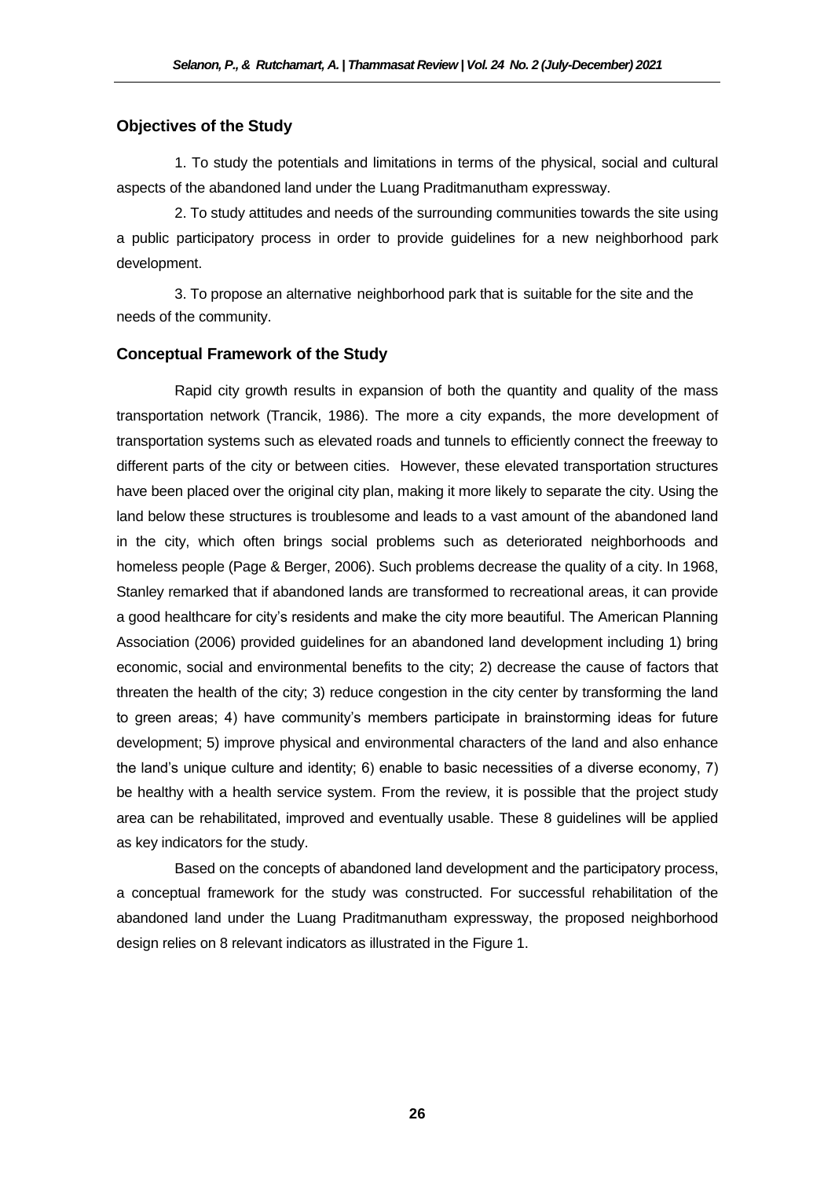## Objectives of the Study

1. To study the potentials and limitations in terms of the physical, social and cultural aspects of the abandoned land under the Luang Praditmanutham expressway.

2. To study attitudes and needs of the surrounding communities towards the site using a public participatory process in order to provide guidelines for a new neighborhood park development.

3. To propose an alternative neighborhood park that is suitable for the site and the needs of the community.

## Conceptual Framework of the Study

Rapid city growth results in expansion of both the quantity and quality of the mass transportation network (Trancik, 1986). The more a city expands, the more development of transportation systems such as elevated roads and tunnels to efficiently connect the freeway to different parts of the city or between cities. However, these elevated transportation structures have been placed over the original city plan, making it more likely to separate the city. Using the land below these structures is troublesome and leads to a vast amount of the abandoned land in the city, which often brings social problems such as deteriorated neighborhoods and homeless people (Page & Berger, 2006). Such problems decrease the quality of a city. In 1968, Stanley remarked that if abandoned lands are transformed to recreational areas, it can provide a good healthcare for city's residents and make the city more beautiful. The American Planning Association (2006) provided guidelines for an abandoned land development including 1) bring economic, social and environmental benefits to the city; 2) decrease the cause of factors that threaten the health of the city; 3) reduce congestion in the city center by transforming the land to green areas; 4) have community's members participate in brainstorming ideas for future development; 5) improve physical and environmental characters of the land and also enhance the land's unique culture and identity; 6) enable to basic necessities of a diverse economy, 7) be healthy with a health service system. From the review, it is possible that the project study area can be rehabilitated, improved and eventually usable. These 8 guidelines will be applied as key indicators for the study.

Based on the concepts of abandoned land development and the participatory process, a conceptual framework for the study was constructed. For successful rehabilitation of the abandoned land under the Luang Praditmanutham expressway, the proposed neighborhood design relies on 8 relevant indicators as illustrated in the Figure 1.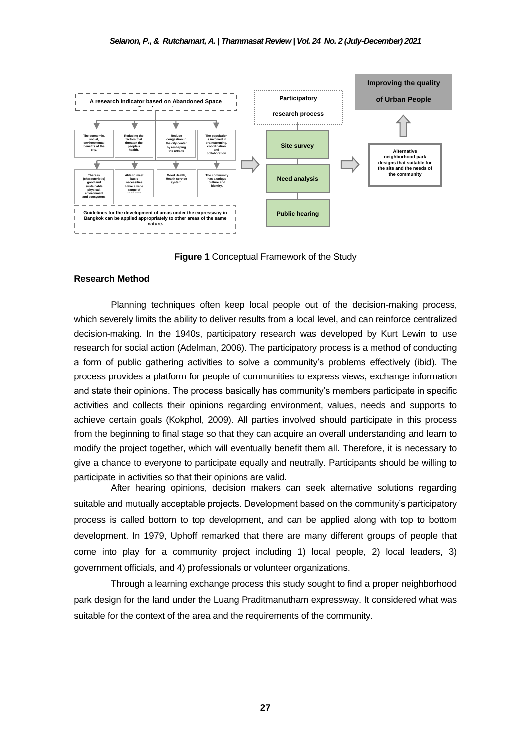A research indicator based on Abandoned Space

The economic, social, environmental benefits of the city.

Reducing the factors that threaten the people's health.

Reduce congestion in the city center by reshaping the area to

The population is involved in brainstorming, coordination and collaboration

There is (characteristic) good and sustainable physical, environment and ecosystem.

Able to meet basic necessities Have a wide range of

Good Health, Health service system.

The community has a unique culture and identity.

Guidelines for the development of areas under the expressway in Bangkok can be applied appropriately to other areas of the same nature.

Participatory research process

Site survey

Need analysis

Public hearing

Alternative neighborhood park designs that suitable for the site and the needs of the community

Improving the quality of Urban People

**Figure 1** Conceptual Framework of the Study

## Research Method

Planning techniques often keep local people out of the decision-making process, which severely limits the ability to deliver results from a local level, and can reinforce centralized decision-making. In the 1940s, participatory research was developed by Kurt Lewin to use research for social action (Adelman, 2006). The participatory process is a method of conducting a form of public gathering activities to solve a community's problems effectively (ibid). The process provides a platform for people of communities to express views, exchange information and state their opinions. The process basically has community's members participate in specific activities and collects their opinions regarding environment, values, needs and supports to achieve certain goals (Kokphol, 2009). All parties involved should participate in this process from the beginning to final stage so that they can acquire an overall understanding and learn to modify the project together, which will eventually benefit them all. Therefore, it is necessary to give a chance to everyone to participate equally and neutrally. Participants should be willing to participate in activities so that their opinions are valid.

After hearing opinions, decision makers can seek alternative solutions regarding suitable and mutually acceptable projects. Development based on the community's participatory process is called bottom to top development, and can be applied along with top to bottom development. In 1979, Uphoff remarked that there are many different groups of people that come into play for a community project including 1) local people, 2) local leaders, 3) government officials, and 4) professionals or volunteer organizations.

Through a learning exchange process this study sought to find a proper neighborhood park design for the land under the Luang Praditmanutham expressway. It considered what was suitable for the context of the area and the requirements of the community.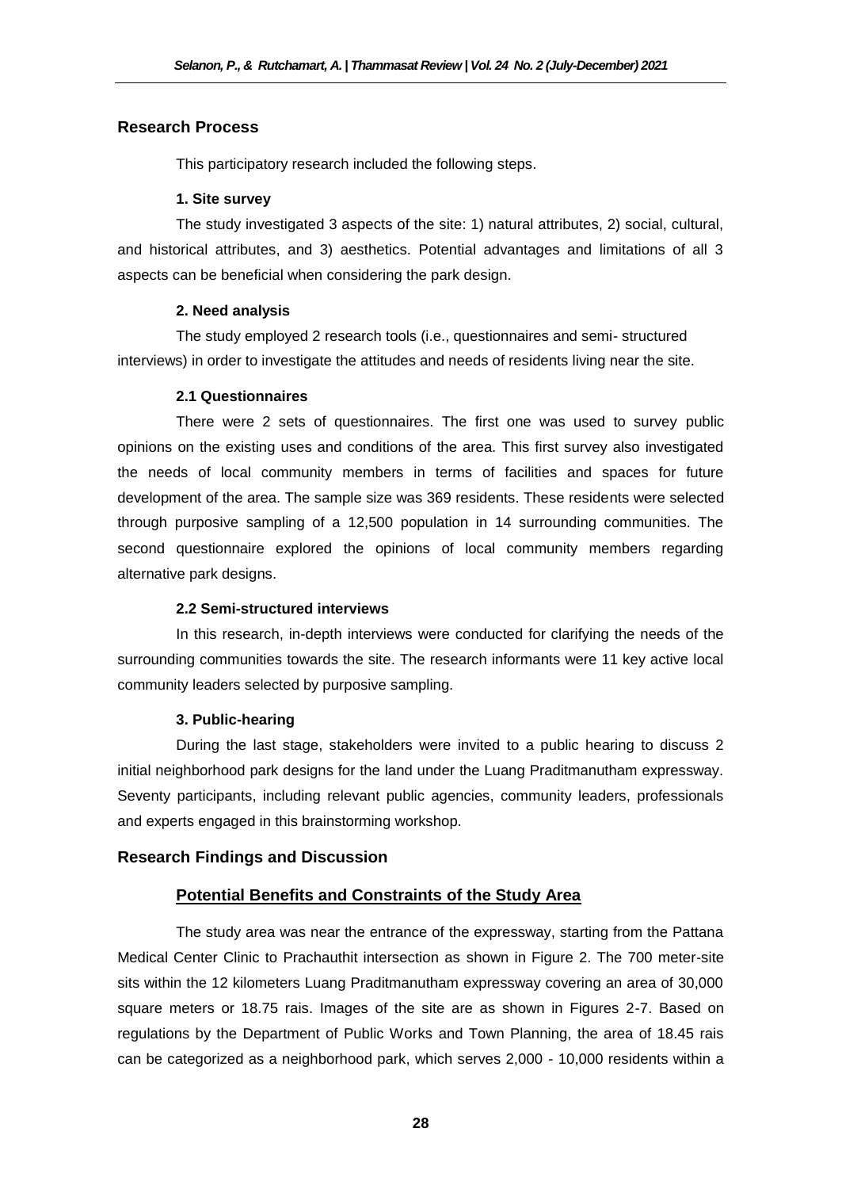## Research Process

This participatory research included the following steps.

### 1. Site survey

The study investigated 3 aspects of the site: 1) natural attributes, 2) social, cultural, and historical attributes, and 3) aesthetics. Potential advantages and limitations of all 3 aspects can be beneficial when considering the park design.

### 2. Need analysis

The study employed 2 research tools (i.e., questionnaires and semi- structured interviews) in order to investigate the attitudes and needs of residents living near the site.

#### 2.1 Questionnaires

There were 2 sets of questionnaires. The first one was used to survey public opinions on the existing uses and conditions of the area. This first survey also investigated the needs of local community members in terms of facilities and spaces for future development of the area. The sample size was 369 residents. These residents were selected through purposive sampling of a 12,500 population in 14 surrounding communities. The second questionnaire explored the opinions of local community members regarding alternative park designs.

#### 2.2 Semi-structured interviews

In this research, in-depth interviews were conducted for clarifying the needs of the surrounding communities towards the site. The research informants were 11 key active local community leaders selected by purposive sampling.

### 3. Public-hearing

During the last stage, stakeholders were invited to a public hearing to discuss 2 initial neighborhood park designs for the land under the Luang Praditmanutham expressway. Seventy participants, including relevant public agencies, community leaders, professionals and experts engaged in this brainstorming workshop.

## Research Findings and Discussion

### Potential Benefits and Constraints of the Study Area

The study area was near the entrance of the expressway, starting from the Pattana Medical Center Clinic to Prachauthit intersection as shown in Figure 2. The 700 meter-site sits within the 12 kilometers Luang Praditmanutham expressway covering an area of 30,000 square meters or 18.75 rais. Images of the site are as shown in Figures 2-7. Based on regulations by the Department of Public Works and Town Planning, the area of 18.45 rais can be categorized as a neighborhood park, which serves 2,000 - 10,000 residents within a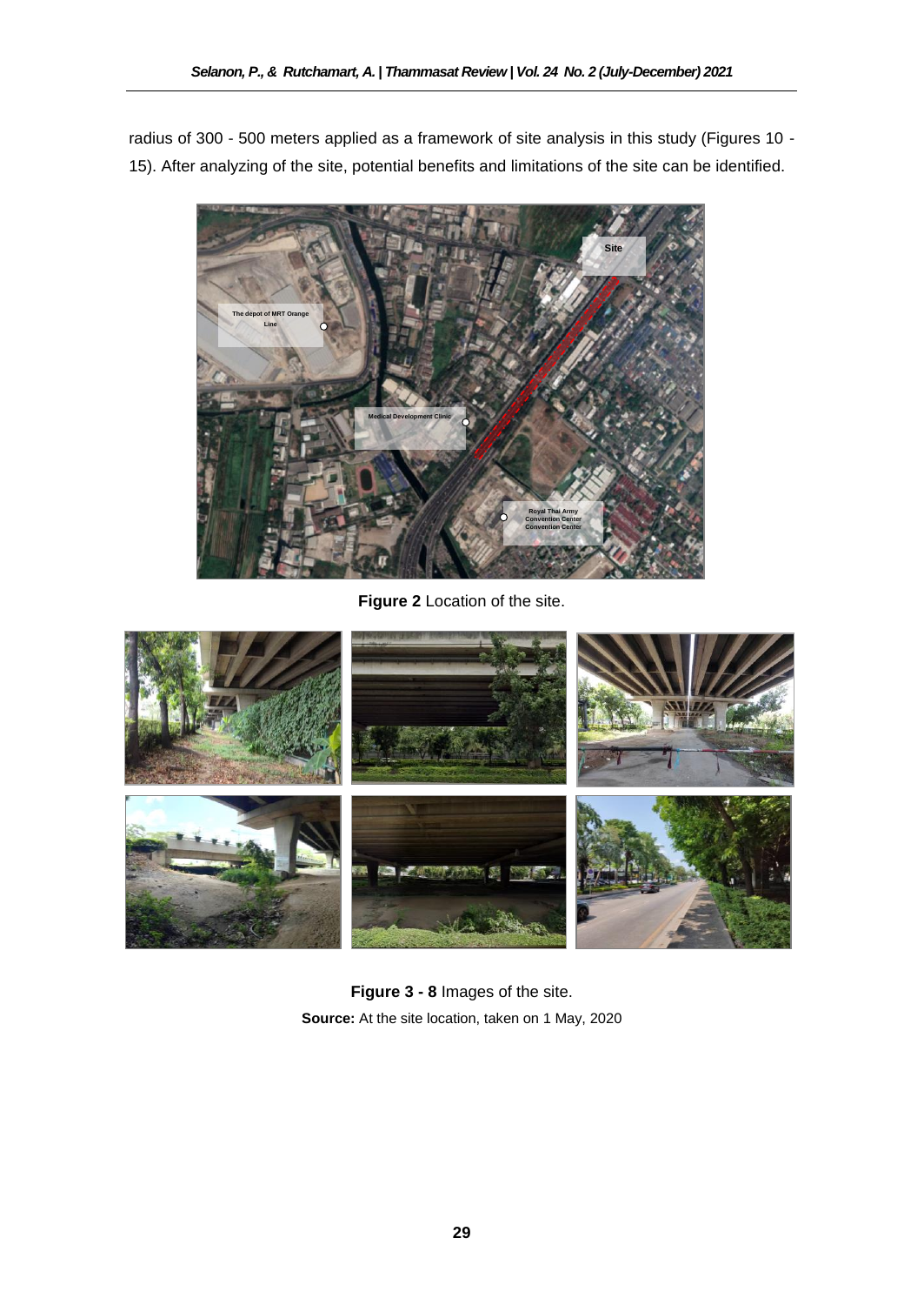radius of 300 - 500 meters applied as a framework of site analysis in this study (Figures 10 - 15). After analyzing of the site, potential benefits and limitations of the site can be identified.

**Figure 2** Location of the site.

**Figure 3 - 8** Images of the site.

**Source:** At the site location, taken on 1 May, 2020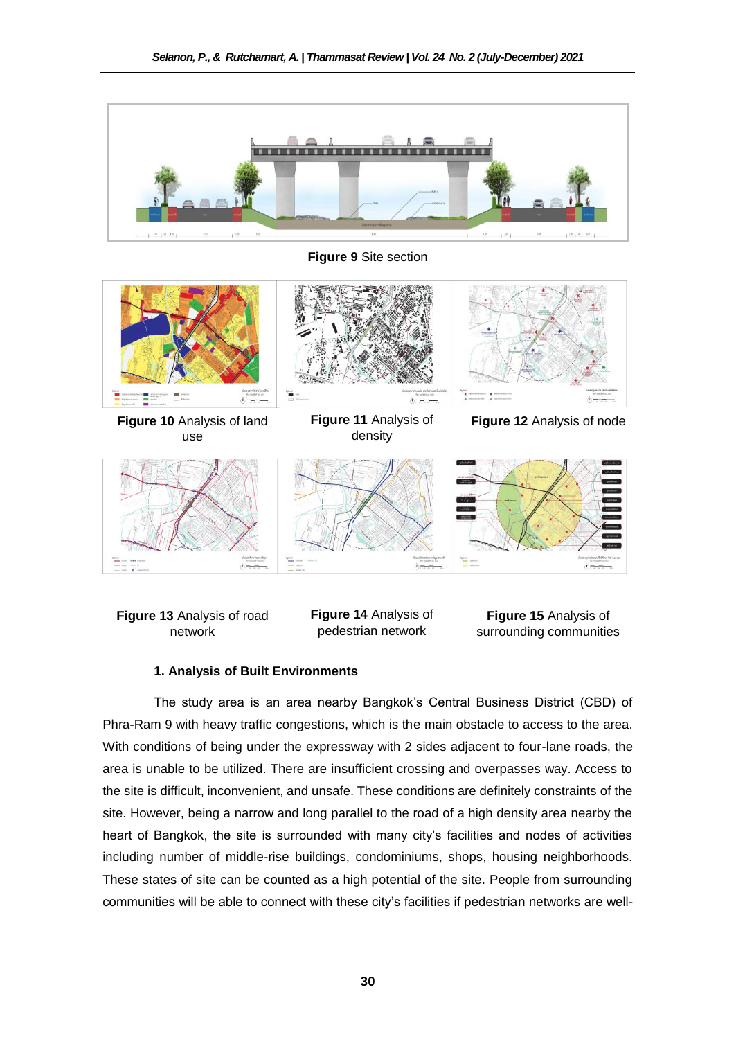Figure 9 Site section

**Figure 10** Analysis of land use

**Figure 11** Analysis of density

**Figure 12** Analysis of node

**Figure 13** Analysis of road network

**Figure 14** Analysis of pedestrian network

**Figure 15** Analysis of surrounding communities

**1. Analysis of Built Environments**

The study area is an area nearby Bangkok's Central Business District (CBD) of Phra-Ram 9 with heavy traffic congestions, which is the main obstacle to access to the area. With conditions of being under the expressway with 2 sides adjacent to four-lane roads, the area is unable to be utilized. There are insufficient crossing and overpasses way. Access to the site is difficult, inconvenient, and unsafe. These conditions are definitely constraints of the site. However, being a narrow and long parallel to the road of a high density area nearby the heart of Bangkok, the site is surrounded with many city's facilities and nodes of activities including number of middle-rise buildings, condominiums, shops, housing neighborhoods. These states of site can be counted as a high potential of the site. People from surrounding communities will be able to connect with these city's facilities if pedestrian networks are well-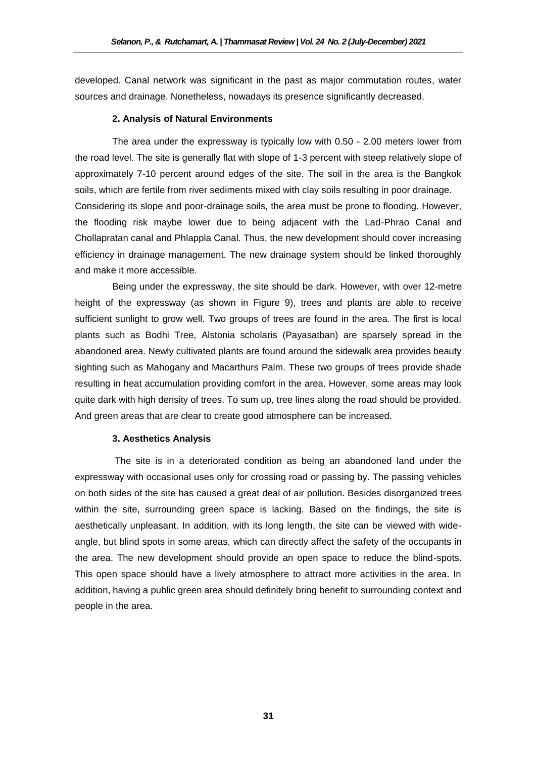developed. Canal network was significant in the past as major commutation routes, water sources and drainage. Nonetheless, nowadays its presence significantly decreased.

#### 2. Analysis of Natural Environments

The area under the expressway is typically low with 0.50 - 2.00 meters lower from the road level. The site is generally flat with slope of 1-3 percent with steep relatively slope of approximately 7-10 percent around edges of the site. The soil in the area is the Bangkok soils, which are fertile from river sediments mixed with clay soils resulting in poor drainage. Considering its slope and poor-drainage soils, the area must be prone to flooding. However, the flooding risk maybe lower due to being adjacent with the Lad-Phrao Canal and Chollapratan canal and Phlappla Canal. Thus, the new development should cover increasing efficiency in drainage management. The new drainage system should be linked thoroughly and make it more accessible.

Being under the expressway, the site should be dark. However, with over 12-metre height of the expressway (as shown in Figure 9), trees and plants are able to receive sufficient sunlight to grow well. Two groups of trees are found in the area. The first is local plants such as Bodhi Tree, Alstonia scholaris (Payasatban) are sparsely spread in the abandoned area. Newly cultivated plants are found around the sidewalk area provides beauty sighting such as Mahogany and Macarthurs Palm. These two groups of trees provide shade resulting in heat accumulation providing comfort in the area. However, some areas may look quite dark with high density of trees. To sum up, tree lines along the road should be provided. And green areas that are clear to create good atmosphere can be increased.

#### 3. Aesthetics Analysis

The site is in a deteriorated condition as being an abandoned land under the expressway with occasional uses only for crossing road or passing by. The passing vehicles on both sides of the site has caused a great deal of air pollution. Besides disorganized trees within the site, surrounding green space is lacking. Based on the findings, the site is aesthetically unpleasant. In addition, with its long length, the site can be viewed with wide-angle, but blind spots in some areas, which can directly affect the safety of the occupants in the area. The new development should provide an open space to reduce the blind-spots. This open space should have a lively atmosphere to attract more activities in the area. In addition, having a public green area should definitely bring benefit to surrounding context and people in the area.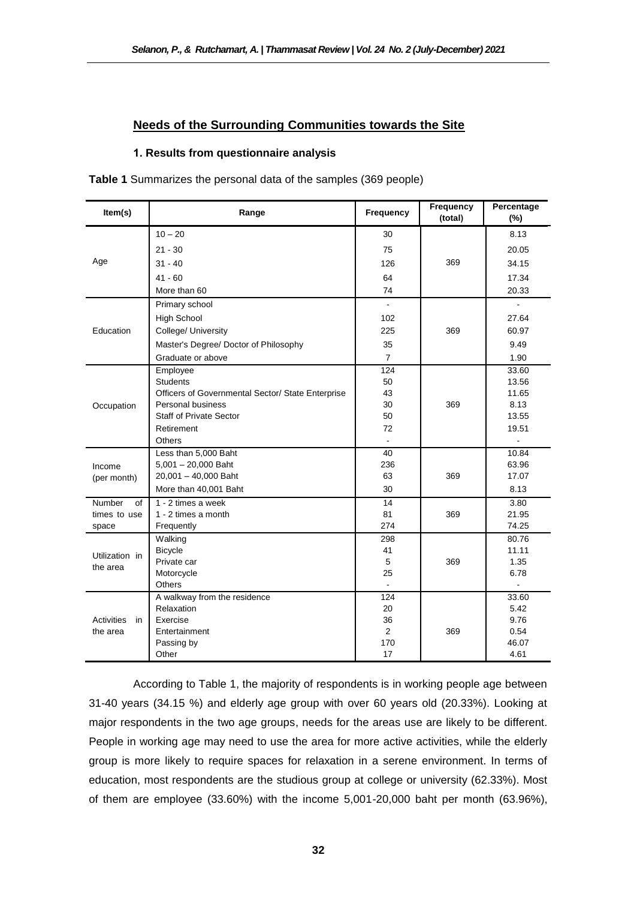## Needs of the Surrounding Communities towards the Site

### 1. Results from questionnaire analysis

**Table 1** Summarizes the personal data of the samples (369 people)

| Item(s) | Range | Frequency | Frequency (total) | Percentage (%) |
|---|---|---|---|---|
| Age | 10 – 20 | 30 | 369 | 8.13 |
| | 21 - 30 | 75 | | 20.05 |
| | 31 - 40 | 126 | | 34.15 |
| | 41 - 60 | 64 | | 17.34 |
| | More than 60 | 74 | | 20.33 |
| Education | Primary school | - | 369 | - |
| | High School | 102 | | 27.64 |
| | College/ University | 225 | | 60.97 |
| | Master's Degree/ Doctor of Philosophy | 35 | | 9.49 |
| | Graduate or above | 7 | | 1.90 |
| Occupation | Employee | 124 | 369 | 33.60 |
| | Students | 50 | | 13.56 |
| | Officers of Governmental Sector/ State Enterprise | 43 | | 11.65 |
| | Personal business | 30 | | 8.13 |
| | Staff of Private Sector | 50 | | 13.55 |
| | Retirement | 72 | | 19.51 |
| | Others | - | | - |
| Income (per month) | Less than 5,000 Baht | 40 | 369 | 10.84 |
| | 5,001 – 20,000 Baht | 236 | | 63.96 |
| | 20,001 – 40,000 Baht | 63 | | 17.07 |
| | More than 40,001 Baht | 30 | | 8.13 |
| Number of times to use space | 1 - 2 times a week | 14 | 369 | 3.80 |
| | 1 - 2 times a month | 81 | | 21.95 |
| | Frequently | 274 | | 74.25 |
| Utilization in the area | Walking | 298 | 369 | 80.76 |
| | Bicycle | 41 | | 11.11 |
| | Private car | 5 | | 1.35 |
| | Motorcycle | 25 | | 6.78 |
| | Others | - | | - |
| Activities in the area | A walkway from the residence | 124 | 369 | 33.60 |
| | Relaxation | 20 | | 5.42 |
| | Exercise | 36 | | 9.76 |
| | Entertainment | 2 | | 0.54 |
| | Passing by | 170 | | 46.07 |
| | Other | 17 | | 4.61 |

According to Table 1, the majority of respondents is in working people age between 31-40 years (34.15 %) and elderly age group with over 60 years old (20.33%). Looking at major respondents in the two age groups, needs for the areas use are likely to be different. People in working age may need to use the area for more active activities, while the elderly group is more likely to require spaces for relaxation in a serene environment. In terms of education, most respondents are the studious group at college or university (62.33%). Most of them are employee (33.60%) with the income 5,001-20,000 baht per month (63.96%),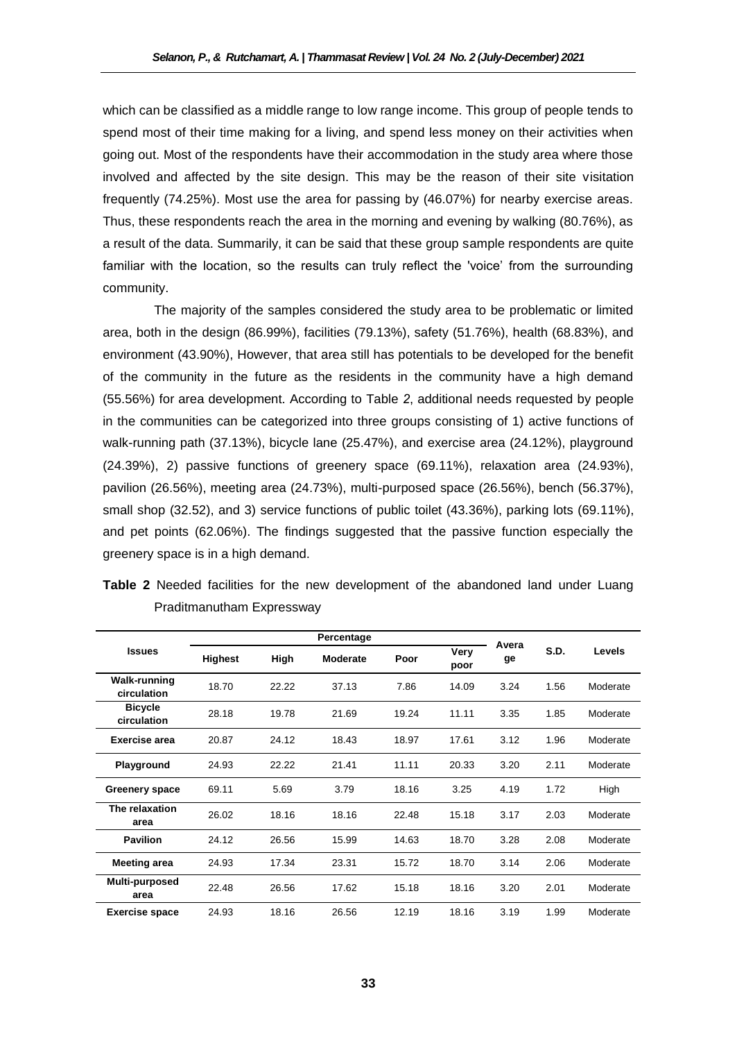which can be classified as a middle range to low range income. This group of people tends to spend most of their time making for a living, and spend less money on their activities when going out. Most of the respondents have their accommodation in the study area where those involved and affected by the site design. This may be the reason of their site visitation frequently (74.25%). Most use the area for passing by (46.07%) for nearby exercise areas. Thus, these respondents reach the area in the morning and evening by walking (80.76%), as a result of the data. Summarily, it can be said that these group sample respondents are quite familiar with the location, so the results can truly reflect the 'voice' from the surrounding community.

The majority of the samples considered the study area to be problematic or limited area, both in the design (86.99%), facilities (79.13%), safety (51.76%), health (68.83%), and environment (43.90%), However, that area still has potentials to be developed for the benefit of the community in the future as the residents in the community have a high demand (55.56%) for area development. According to Table 2, additional needs requested by people in the communities can be categorized into three groups consisting of 1) active functions of walk-running path (37.13%), bicycle lane (25.47%), and exercise area (24.12%), playground (24.39%), 2) passive functions of greenery space (69.11%), relaxation area (24.93%), pavilion (26.56%), meeting area (24.73%), multi-purposed space (26.56%), bench (56.37%), small shop (32.52), and 3) service functions of public toilet (43.36%), parking lots (69.11%), and pet points (62.06%). The findings suggested that the passive function especially the greenery space is in a high demand.

**Table 2** Needed facilities for the new development of the abandoned land under Luang Praditmanutham Expressway

| Issues | Percentage | | | | | Average | S.D. | Levels |
|---|---|---|---|---|---|---|---|---|
| | Highest | High | Moderate | Poor | Very poor | | | |
| **Walk-running circulation** | 18.70 | 22.22 | 37.13 | 7.86 | 14.09 | 3.24 | 1.56 | Moderate |
| **Bicycle circulation** | 28.18 | 19.78 | 21.69 | 19.24 | 11.11 | 3.35 | 1.85 | Moderate |
| **Exercise area** | 20.87 | 24.12 | 18.43 | 18.97 | 17.61 | 3.12 | 1.96 | Moderate |
| **Playground** | 24.93 | 22.22 | 21.41 | 11.11 | 20.33 | 3.20 | 2.11 | Moderate |
| **Greenery space** | 69.11 | 5.69 | 3.79 | 18.16 | 3.25 | 4.19 | 1.72 | High |
| **The relaxation area** | 26.02 | 18.16 | 18.16 | 22.48 | 15.18 | 3.17 | 2.03 | Moderate |
| **Pavilion** | 24.12 | 26.56 | 15.99 | 14.63 | 18.70 | 3.28 | 2.08 | Moderate |
| **Meeting area** | 24.93 | 17.34 | 23.31 | 15.72 | 18.70 | 3.14 | 2.06 | Moderate |
| **Multi-purposed area** | 22.48 | 26.56 | 17.62 | 15.18 | 18.16 | 3.20 | 2.01 | Moderate |
| **Exercise space** | 24.93 | 18.16 | 26.56 | 12.19 | 18.16 | 3.19 | 1.99 | Moderate |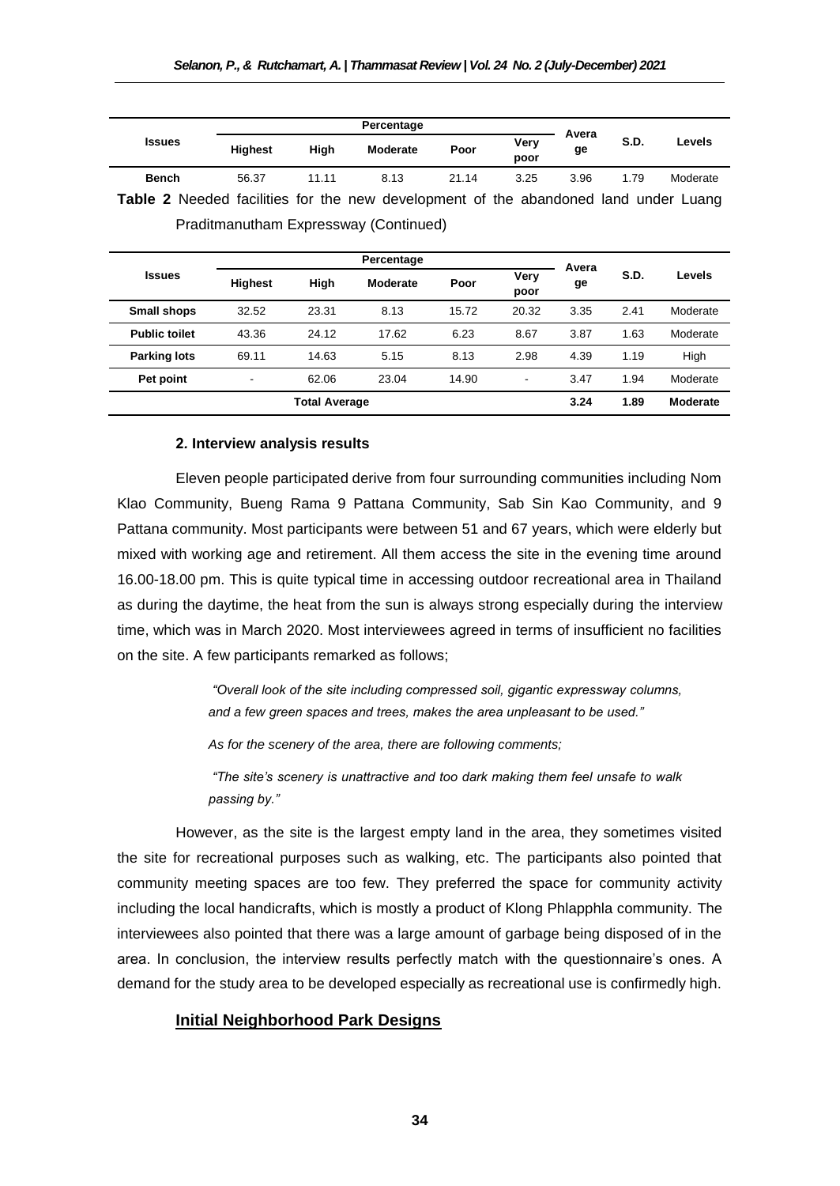| Issues | Percentage | | | | | Average | S.D. | Levels |
|---|---|---|---|---|---|---|---|---|
| | Highest | High | Moderate | Poor | Very poor | | | |
| **Bench** | 56.37 | 11.11 | 8.13 | 21.14 | 3.25 | 3.96 | 1.79 | Moderate |

**Table 2** Needed facilities for the new development of the abandoned land under Luang Praditmanutham Expressway (Continued)

| Issues | Percentage | | | | | Average | S.D. | Levels |
|---|---|---|---|---|---|---|---|---|
| | Highest | High | Moderate | Poor | Very poor | | | |
| **Small shops** | 32.52 | 23.31 | 8.13 | 15.72 | 20.32 | 3.35 | 2.41 | Moderate |
| **Public toilet** | 43.36 | 24.12 | 17.62 | 6.23 | 8.67 | 3.87 | 1.63 | Moderate |
| **Parking lots** | 69.11 | 14.63 | 5.15 | 8.13 | 2.98 | 4.39 | 1.19 | High |
| **Pet point** | - | 62.06 | 23.04 | 14.90 | - | 3.47 | 1.94 | Moderate |
| **Total Average** | | | | | | **3.24** | **1.89** | **Moderate** |

**2. Interview analysis results**

Eleven people participated derive from four surrounding communities including Nom Klao Community, Bueng Rama 9 Pattana Community, Sab Sin Kao Community, and 9 Pattana community. Most participants were between 51 and 67 years, which were elderly but mixed with working age and retirement. All them access the site in the evening time around 16.00-18.00 pm. This is quite typical time in accessing outdoor recreational area in Thailand as during the daytime, the heat from the sun is always strong especially during the interview time, which was in March 2020. Most interviewees agreed in terms of insufficient no facilities on the site. A few participants remarked as follows;

> *"Overall look of the site including compressed soil, gigantic expressway columns, and a few green spaces and trees, makes the area unpleasant to be used."*
>
> *As for the scenery of the area, there are following comments;*
>
> *"The site's scenery is unattractive and too dark making them feel unsafe to walk passing by."*

However, as the site is the largest empty land in the area, they sometimes visited the site for recreational purposes such as walking, etc. The participants also pointed that community meeting spaces are too few. They preferred the space for community activity including the local handicrafts, which is mostly a product of Klong Phlapphla community. The interviewees also pointed that there was a large amount of garbage being disposed of in the area. In conclusion, the interview results perfectly match with the questionnaire's ones. A demand for the study area to be developed especially as recreational use is confirmedly high.

## Initial Neighborhood Park Designs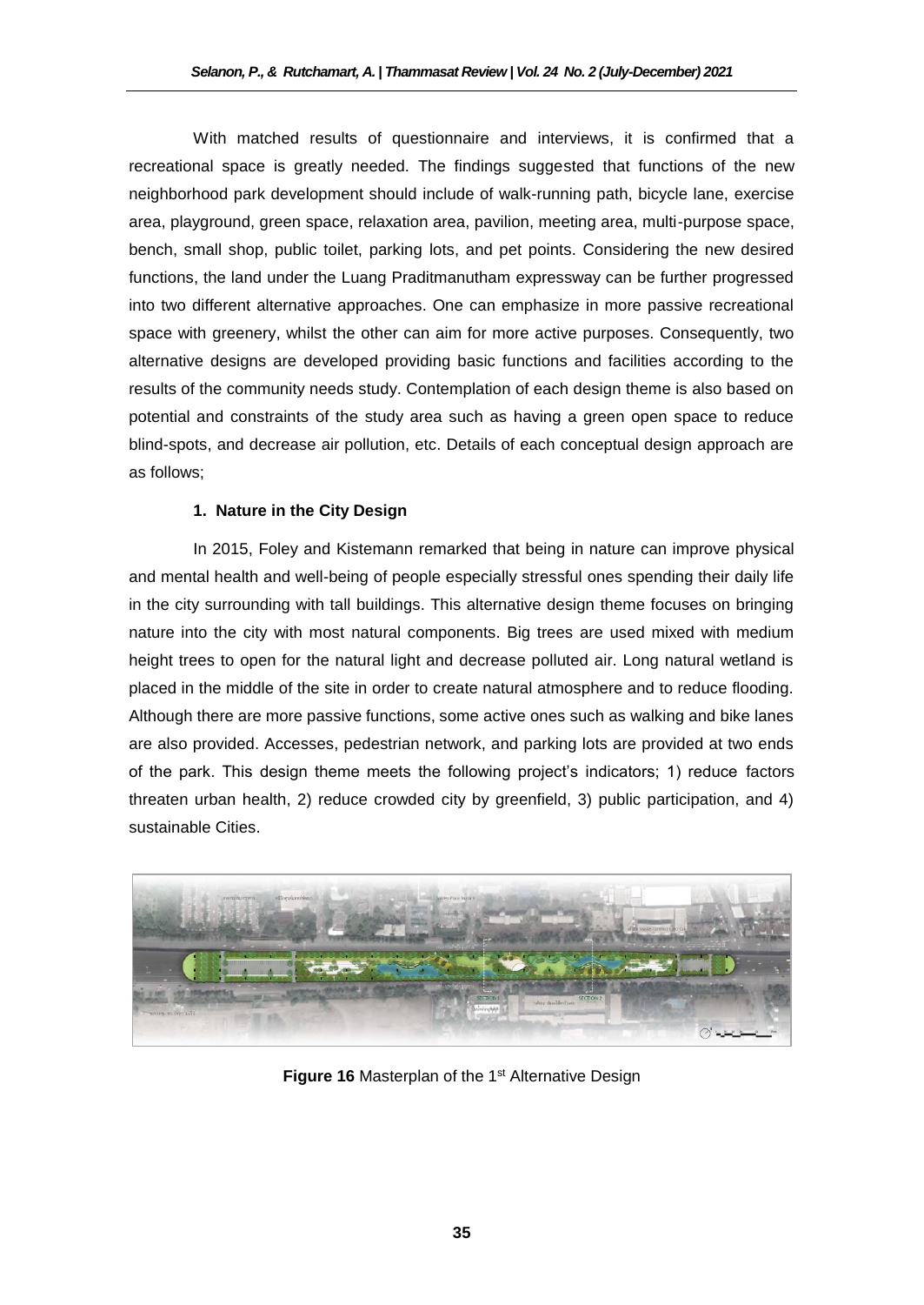With matched results of questionnaire and interviews, it is confirmed that a recreational space is greatly needed. The findings suggested that functions of the new neighborhood park development should include of walk-running path, bicycle lane, exercise area, playground, green space, relaxation area, pavilion, meeting area, multi-purpose space, bench, small shop, public toilet, parking lots, and pet points. Considering the new desired functions, the land under the Luang Praditmanutham expressway can be further progressed into two different alternative approaches. One can emphasize in more passive recreational space with greenery, whilst the other can aim for more active purposes. Consequently, two alternative designs are developed providing basic functions and facilities according to the results of the community needs study. Contemplation of each design theme is also based on potential and constraints of the study area such as having a green open space to reduce blind-spots, and decrease air pollution, etc. Details of each conceptual design approach are as follows;

**1. Nature in the City Design**

In 2015, Foley and Kistemann remarked that being in nature can improve physical and mental health and well-being of people especially stressful ones spending their daily life in the city surrounding with tall buildings. This alternative design theme focuses on bringing nature into the city with most natural components. Big trees are used mixed with medium height trees to open for the natural light and decrease polluted air. Long natural wetland is placed in the middle of the site in order to create natural atmosphere and to reduce flooding. Although there are more passive functions, some active ones such as walking and bike lanes are also provided. Accesses, pedestrian network, and parking lots are provided at two ends of the park. This design theme meets the following project's indicators; 1) reduce factors threaten urban health, 2) reduce crowded city by greenfield, 3) public participation, and 4) sustainable Cities.

**Figure 16** Masterplan of the 1st Alternative Design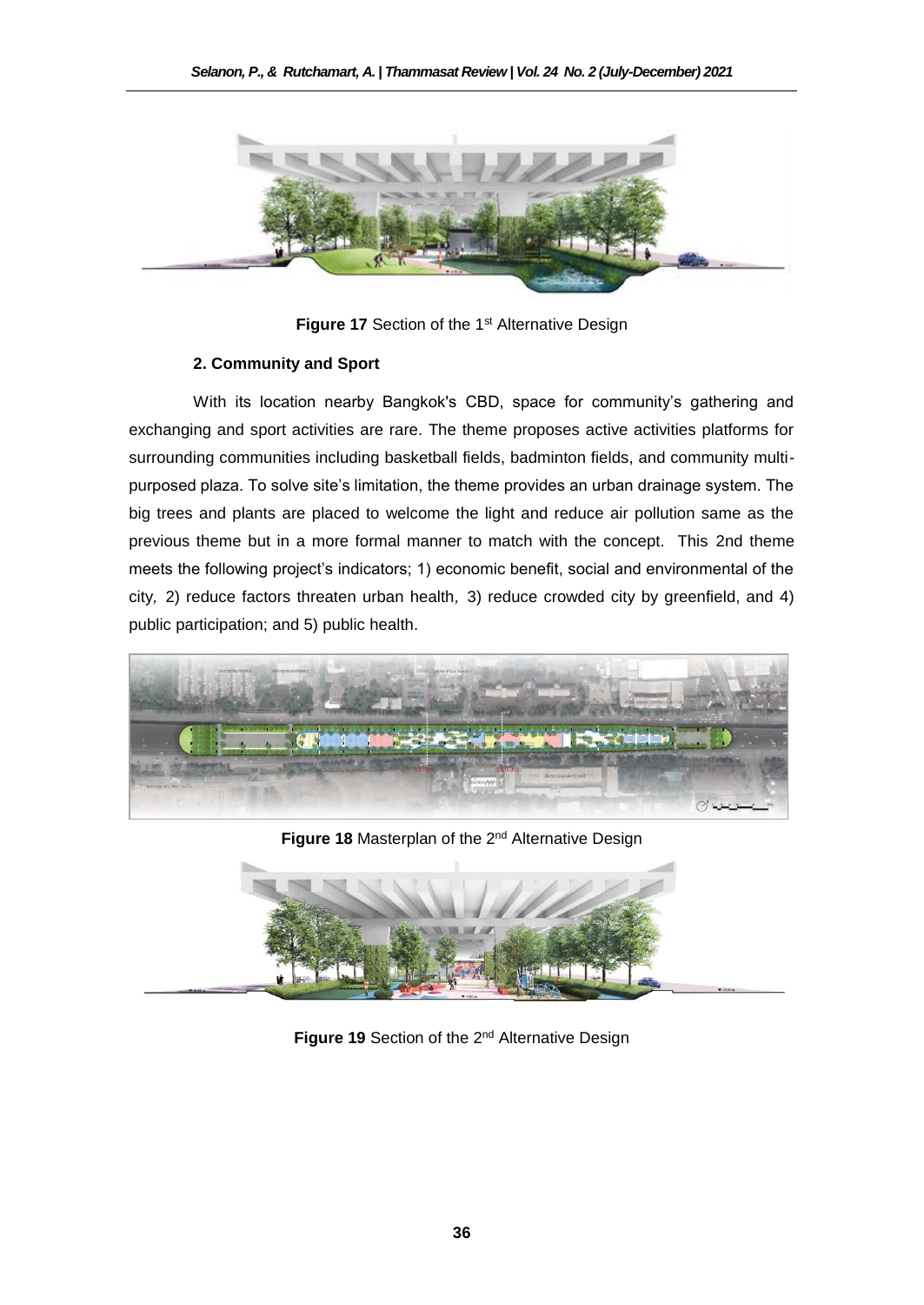**Figure 17** Section of the 1st Alternative Design

**2. Community and Sport**

With its location nearby Bangkok's CBD, space for community's gathering and exchanging and sport activities are rare. The theme proposes active activities platforms for surrounding communities including basketball fields, badminton fields, and community multi-purposed plaza. To solve site's limitation, the theme provides an urban drainage system. The big trees and plants are placed to welcome the light and reduce air pollution same as the previous theme but in a more formal manner to match with the concept. This 2nd theme meets the following project's indicators; 1) economic benefit, social and environmental of the city, 2) reduce factors threaten urban health, 3) reduce crowded city by greenfield, and 4) public participation; and 5) public health.

**Figure 18** Masterplan of the 2nd Alternative Design

**Figure 19** Section of the 2nd Alternative Design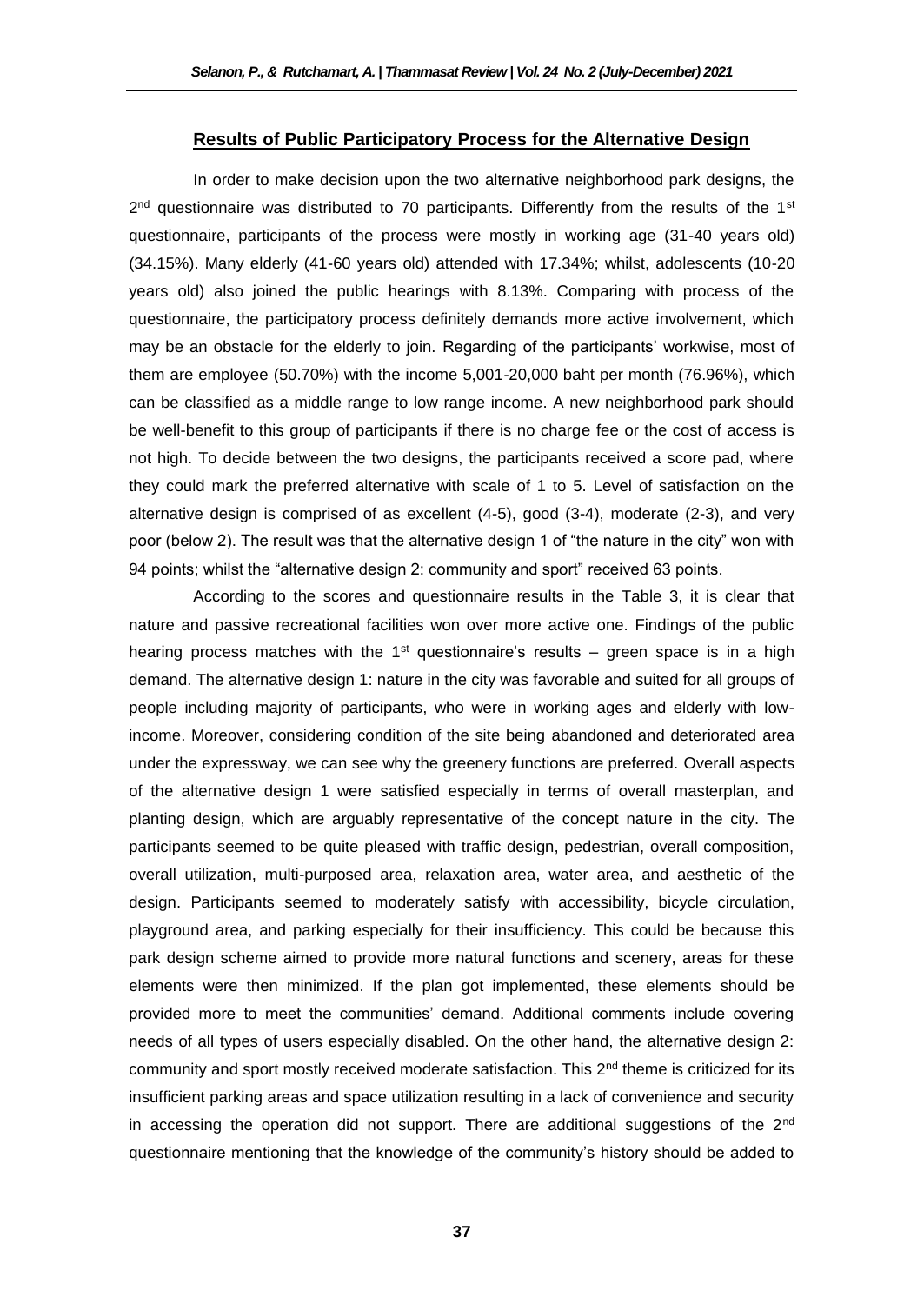## Results of Public Participatory Process for the Alternative Design

In order to make decision upon the two alternative neighborhood park designs, the 2nd questionnaire was distributed to 70 participants. Differently from the results of the 1st questionnaire, participants of the process were mostly in working age (31-40 years old) (34.15%). Many elderly (41-60 years old) attended with 17.34%; whilst, adolescents (10-20 years old) also joined the public hearings with 8.13%. Comparing with process of the questionnaire, the participatory process definitely demands more active involvement, which may be an obstacle for the elderly to join. Regarding of the participants' workwise, most of them are employee (50.70%) with the income 5,001-20,000 baht per month (76.96%), which can be classified as a middle range to low range income. A new neighborhood park should be well-benefit to this group of participants if there is no charge fee or the cost of access is not high. To decide between the two designs, the participants received a score pad, where they could mark the preferred alternative with scale of 1 to 5. Level of satisfaction on the alternative design is comprised of as excellent (4-5), good (3-4), moderate (2-3), and very poor (below 2). The result was that the alternative design 1 of "the nature in the city" won with 94 points; whilst the "alternative design 2: community and sport" received 63 points.

According to the scores and questionnaire results in the Table 3, it is clear that nature and passive recreational facilities won over more active one. Findings of the public hearing process matches with the 1st questionnaire's results – green space is in a high demand. The alternative design 1: nature in the city was favorable and suited for all groups of people including majority of participants, who were in working ages and elderly with low-income. Moreover, considering condition of the site being abandoned and deteriorated area under the expressway, we can see why the greenery functions are preferred. Overall aspects of the alternative design 1 were satisfied especially in terms of overall masterplan, and planting design, which are arguably representative of the concept nature in the city. The participants seemed to be quite pleased with traffic design, pedestrian, overall composition, overall utilization, multi-purposed area, relaxation area, water area, and aesthetic of the design. Participants seemed to moderately satisfy with accessibility, bicycle circulation, playground area, and parking especially for their insufficiency. This could be because this park design scheme aimed to provide more natural functions and scenery, areas for these elements were then minimized. If the plan got implemented, these elements should be provided more to meet the communities' demand. Additional comments include covering needs of all types of users especially disabled. On the other hand, the alternative design 2: community and sport mostly received moderate satisfaction. This 2nd theme is criticized for its insufficient parking areas and space utilization resulting in a lack of convenience and security in accessing the operation did not support. There are additional suggestions of the 2nd questionnaire mentioning that the knowledge of the community's history should be added to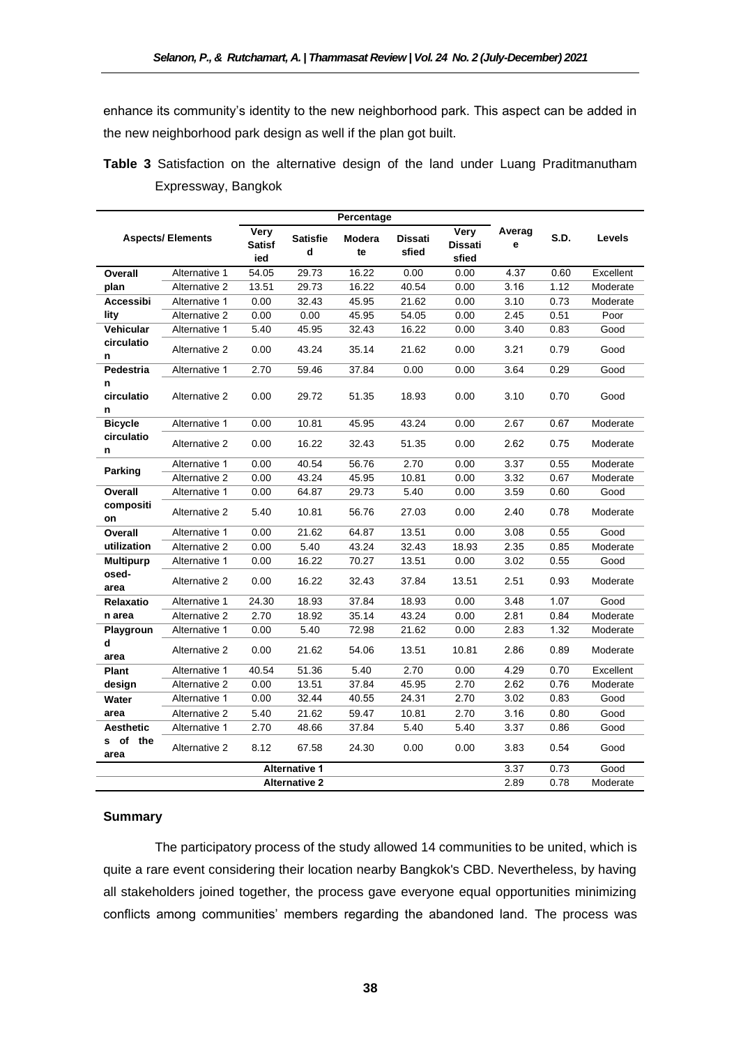enhance its community's identity to the new neighborhood park. This aspect can be added in the new neighborhood park design as well if the plan got built.

**Table 3** Satisfaction on the alternative design of the land under Luang Praditmanutham Expressway, Bangkok

| Aspects/ Elements | | Percentage | | | | | Average | S.D. | Levels |
|---|---|---|---|---|---|---|---|---|---|
| | | Very Satisfied | Satisfied | Moderate | Dissatisfied | Very Dissatisfied | | | |
| **Overall plan** | Alternative 1 | 54.05 | 29.73 | 16.22 | 0.00 | 0.00 | 4.37 | 0.60 | Excellent |
| | Alternative 2 | 13.51 | 29.73 | 16.22 | 40.54 | 0.00 | 3.16 | 1.12 | Moderate |
| **Accessibility** | Alternative 1 | 0.00 | 32.43 | 45.95 | 21.62 | 0.00 | 3.10 | 0.73 | Moderate |
| | Alternative 2 | 0.00 | 0.00 | 45.95 | 54.05 | 0.00 | 2.45 | 0.51 | Poor |
| **Vehicular circulation** | Alternative 1 | 5.40 | 45.95 | 32.43 | 16.22 | 0.00 | 3.40 | 0.83 | Good |
| | Alternative 2 | 0.00 | 43.24 | 35.14 | 21.62 | 0.00 | 3.21 | 0.79 | Good |
| **Pedestrian circulation** | Alternative 1 | 2.70 | 59.46 | 37.84 | 0.00 | 0.00 | 3.64 | 0.29 | Good |
| | Alternative 2 | 0.00 | 29.72 | 51.35 | 18.93 | 0.00 | 3.10 | 0.70 | Good |
| **Bicycle circulation** | Alternative 1 | 0.00 | 10.81 | 45.95 | 43.24 | 0.00 | 2.67 | 0.67 | Moderate |
| | Alternative 2 | 0.00 | 16.22 | 32.43 | 51.35 | 0.00 | 2.62 | 0.75 | Moderate |
| **Parking** | Alternative 1 | 0.00 | 40.54 | 56.76 | 2.70 | 0.00 | 3.37 | 0.55 | Moderate |
| | Alternative 2 | 0.00 | 43.24 | 45.95 | 10.81 | 0.00 | 3.32 | 0.67 | Moderate |
| **Overall composition** | Alternative 1 | 0.00 | 64.87 | 29.73 | 5.40 | 0.00 | 3.59 | 0.60 | Good |
| | Alternative 2 | 5.40 | 10.81 | 56.76 | 27.03 | 0.00 | 2.40 | 0.78 | Moderate |
| **Overall utilization** | Alternative 1 | 0.00 | 21.62 | 64.87 | 13.51 | 0.00 | 3.08 | 0.55 | Good |
| | Alternative 2 | 0.00 | 5.40 | 43.24 | 32.43 | 18.93 | 2.35 | 0.85 | Moderate |
| **Multipurposed-area** | Alternative 1 | 0.00 | 16.22 | 70.27 | 13.51 | 0.00 | 3.02 | 0.55 | Good |
| | Alternative 2 | 0.00 | 16.22 | 32.43 | 37.84 | 13.51 | 2.51 | 0.93 | Moderate |
| **Relaxation area** | Alternative 1 | 24.30 | 18.93 | 37.84 | 18.93 | 0.00 | 3.48 | 1.07 | Good |
| | Alternative 2 | 2.70 | 18.92 | 35.14 | 43.24 | 0.00 | 2.81 | 0.84 | Moderate |
| **Playground area** | Alternative 1 | 0.00 | 5.40 | 72.98 | 21.62 | 0.00 | 2.83 | 1.32 | Moderate |
| | Alternative 2 | 0.00 | 21.62 | 54.06 | 13.51 | 10.81 | 2.86 | 0.89 | Moderate |
| **Plant design** | Alternative 1 | 40.54 | 51.36 | 5.40 | 2.70 | 0.00 | 4.29 | 0.70 | Excellent |
| | Alternative 2 | 0.00 | 13.51 | 37.84 | 45.95 | 2.70 | 2.62 | 0.76 | Moderate |
| **Water area** | Alternative 1 | 0.00 | 32.44 | 40.55 | 24.31 | 2.70 | 3.02 | 0.83 | Good |
| | Alternative 2 | 5.40 | 21.62 | 59.47 | 10.81 | 2.70 | 3.16 | 0.80 | Good |
| **Aesthetics of the area** | Alternative 1 | 2.70 | 48.66 | 37.84 | 5.40 | 5.40 | 3.37 | 0.86 | Good |
| | Alternative 2 | 8.12 | 67.58 | 24.30 | 0.00 | 0.00 | 3.83 | 0.54 | Good |
| **Alternative 1** | | | | | | | 3.37 | 0.73 | Good |
| **Alternative 2** | | | | | | | 2.89 | 0.78 | Moderate |

### Summary

The participatory process of the study allowed 14 communities to be united, which is quite a rare event considering their location nearby Bangkok's CBD. Nevertheless, by having all stakeholders joined together, the process gave everyone equal opportunities minimizing conflicts among communities' members regarding the abandoned land. The process was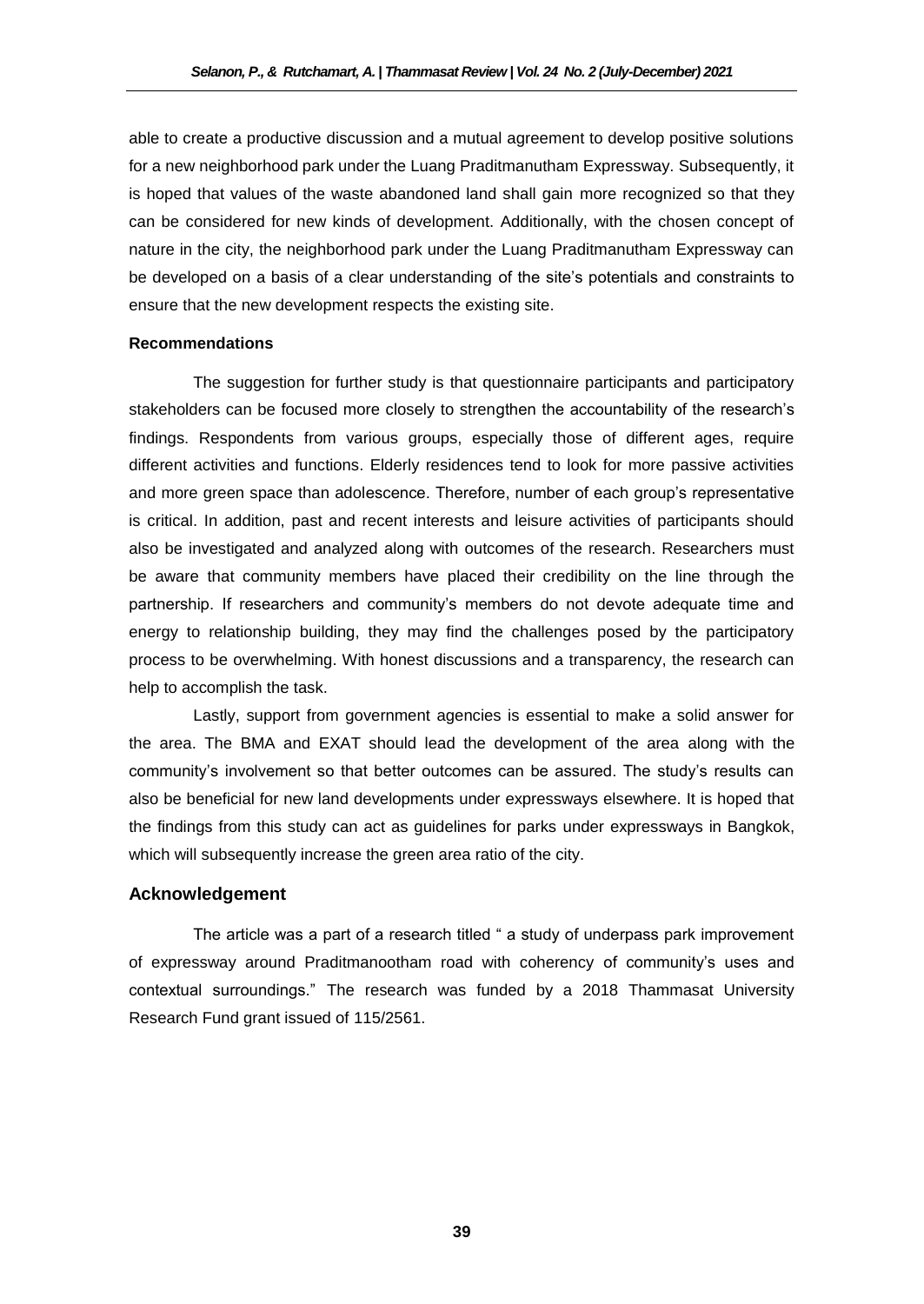able to create a productive discussion and a mutual agreement to develop positive solutions for a new neighborhood park under the Luang Praditmanutham Expressway. Subsequently, it is hoped that values of the waste abandoned land shall gain more recognized so that they can be considered for new kinds of development. Additionally, with the chosen concept of nature in the city, the neighborhood park under the Luang Praditmanutham Expressway can be developed on a basis of a clear understanding of the site's potentials and constraints to ensure that the new development respects the existing site.

**Recommendations**

The suggestion for further study is that questionnaire participants and participatory stakeholders can be focused more closely to strengthen the accountability of the research's findings. Respondents from various groups, especially those of different ages, require different activities and functions. Elderly residences tend to look for more passive activities and more green space than adolescence. Therefore, number of each group's representative is critical. In addition, past and recent interests and leisure activities of participants should also be investigated and analyzed along with outcomes of the research. Researchers must be aware that community members have placed their credibility on the line through the partnership. If researchers and community's members do not devote adequate time and energy to relationship building, they may find the challenges posed by the participatory process to be overwhelming. With honest discussions and a transparency, the research can help to accomplish the task.

Lastly, support from government agencies is essential to make a solid answer for the area. The BMA and EXAT should lead the development of the area along with the community's involvement so that better outcomes can be assured. The study's results can also be beneficial for new land developments under expressways elsewhere. It is hoped that the findings from this study can act as guidelines for parks under expressways in Bangkok, which will subsequently increase the green area ratio of the city.

## Acknowledgement

The article was a part of a research titled " a study of underpass park improvement of expressway around Praditmanootham road with coherency of community's uses and contextual surroundings." The research was funded by a 2018 Thammasat University Research Fund grant issued of 115/2561.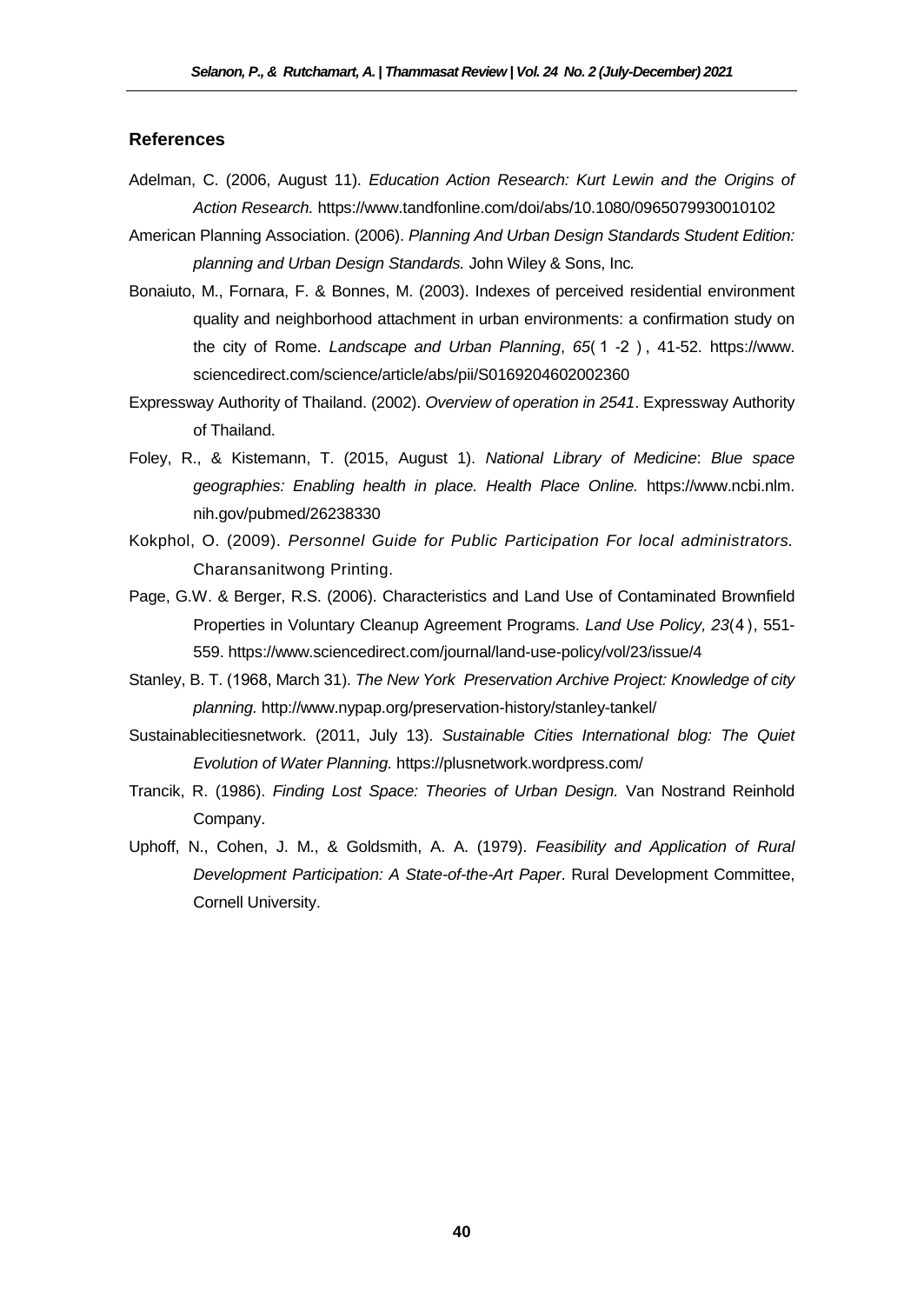## References

Adelman, C. (2006, August 11). *Education Action Research: Kurt Lewin and the Origins of Action Research.* https://www.tandfonline.com/doi/abs/10.1080/0965079930010102

American Planning Association. (2006). *Planning And Urban Design Standards Student Edition: planning and Urban Design Standards.* John Wiley & Sons, Inc.

Bonaiuto, M., Fornara, F. & Bonnes, M. (2003). Indexes of perceived residential environment quality and neighborhood attachment in urban environments: a confirmation study on the city of Rome. *Landscape and Urban Planning*, *65*( 1 -2 ) , 41-52. https://www.sciencedirect.com/science/article/abs/pii/S0169204602002360

Expressway Authority of Thailand. (2002). *Overview of operation in 2541*. Expressway Authority of Thailand.

Foley, R., & Kistemann, T. (2015, August 1). *National Library of Medicine*: *Blue space geographies: Enabling health in place. Health Place Online.* https://www.ncbi.nlm.nih.gov/pubmed/26238330

Kokphol, O. (2009). *Personnel Guide for Public Participation For local administrators.* Charansanitwong Printing.

Page, G.W. & Berger, R.S. (2006). Characteristics and Land Use of Contaminated Brownfield Properties in Voluntary Cleanup Agreement Programs. *Land Use Policy, 23*(4 ), 551-559. https://www.sciencedirect.com/journal/land-use-policy/vol/23/issue/4

Stanley, B. T. (1968, March 31). *The New York Preservation Archive Project: Knowledge of city planning.* http://www.nypap.org/preservation-history/stanley-tankel/

Sustainablecitiesnetwork. (2011, July 13). *Sustainable Cities International blog: The Quiet Evolution of Water Planning.* https://plusnetwork.wordpress.com/

Trancik, R. (1986). *Finding Lost Space: Theories of Urban Design.* Van Nostrand Reinhold Company.

Uphoff, N., Cohen, J. M., & Goldsmith, A. A. (1979). *Feasibility and Application of Rural Development Participation: A State-of-the-Art Paper*. Rural Development Committee, Cornell University.